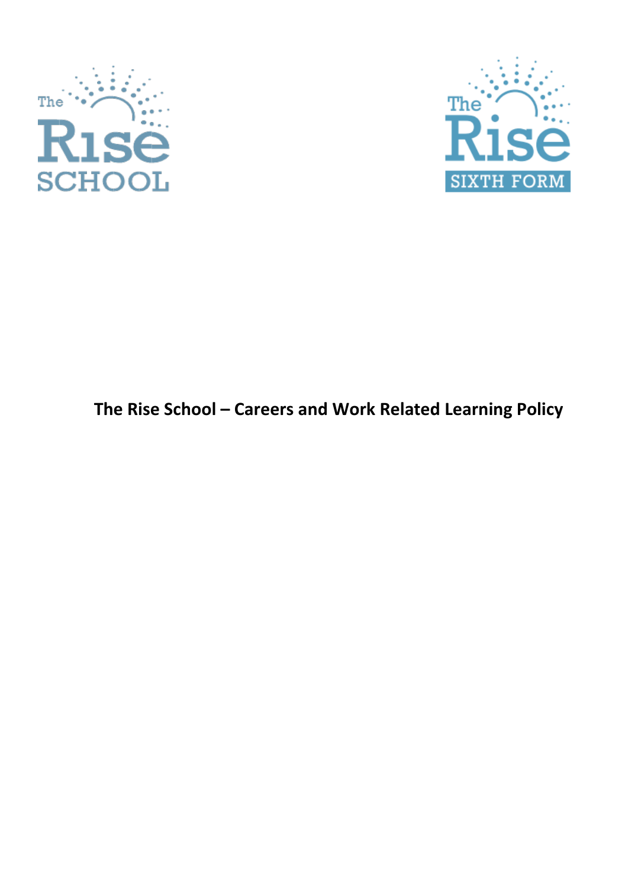# The Rise School – Careers and Work Related Learning Policy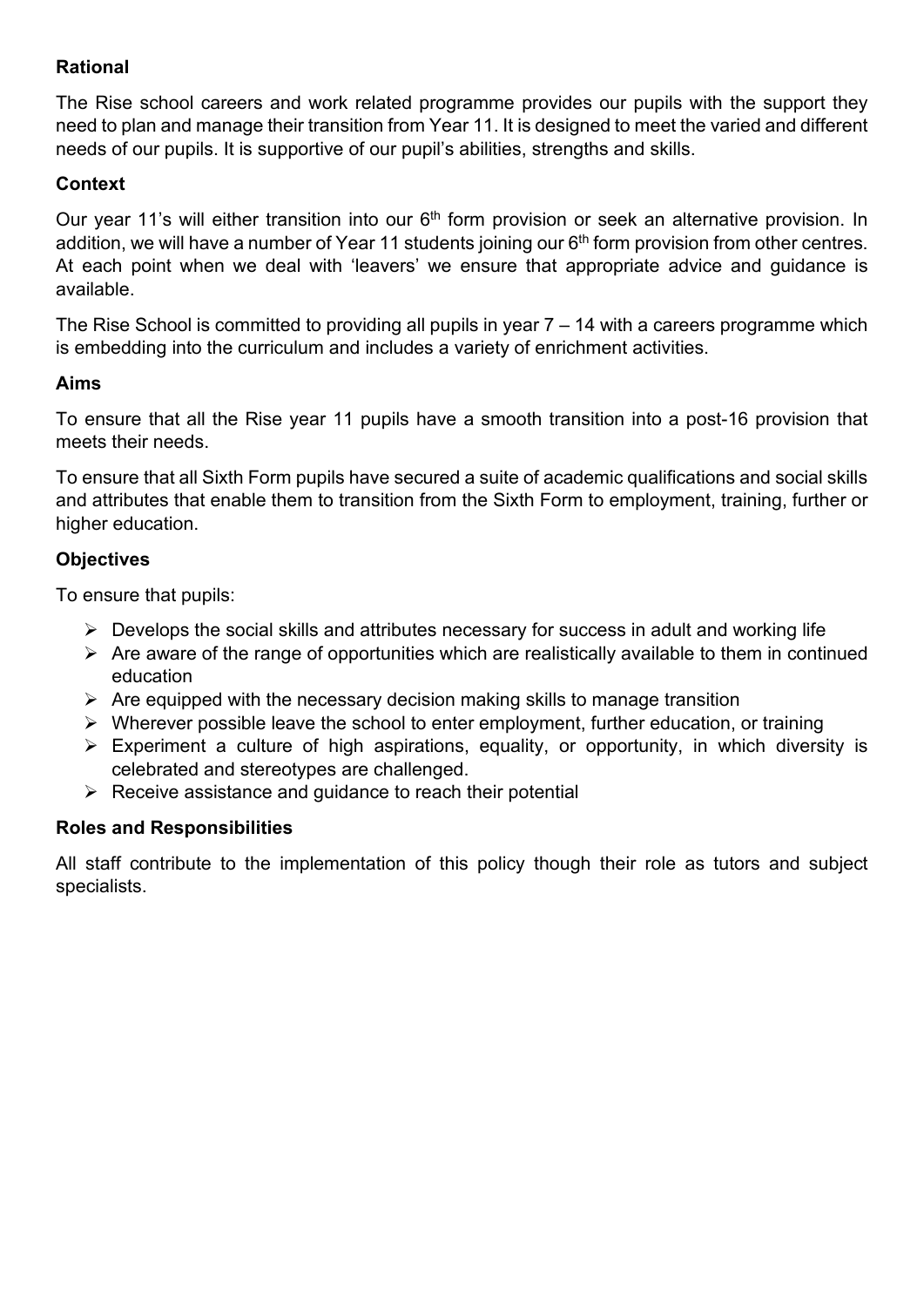## Rational

The Rise school careers and work related programme provides our pupils with the support they need to plan and manage their transition from Year 11. It is designed to meet the varied and different needs of our pupils. It is supportive of our pupil's abilities, strengths and skills.

## Context

Our year 11's will either transition into our 6th form provision or seek an alternative provision. In addition, we will have a number of Year 11 students joining our 6th form provision from other centres. At each point when we deal with 'leavers' we ensure that appropriate advice and guidance is available.

The Rise School is committed to providing all pupils in year 7 – 14 with a careers programme which is embedding into the curriculum and includes a variety of enrichment activities.

## Aims

To ensure that all the Rise year 11 pupils have a smooth transition into a post-16 provision that meets their needs.

To ensure that all Sixth Form pupils have secured a suite of academic qualifications and social skills and attributes that enable them to transition from the Sixth Form to employment, training, further or higher education.

## Objectives

To ensure that pupils:

- Develops the social skills and attributes necessary for success in adult and working life
- Are aware of the range of opportunities which are realistically available to them in continued education
- Are equipped with the necessary decision making skills to manage transition
- Wherever possible leave the school to enter employment, further education, or training
- Experiment a culture of high aspirations, equality, or opportunity, in which diversity is celebrated and stereotypes are challenged.
- Receive assistance and guidance to reach their potential

## Roles and Responsibilities

All staff contribute to the implementation of this policy though their role as tutors and subject specialists.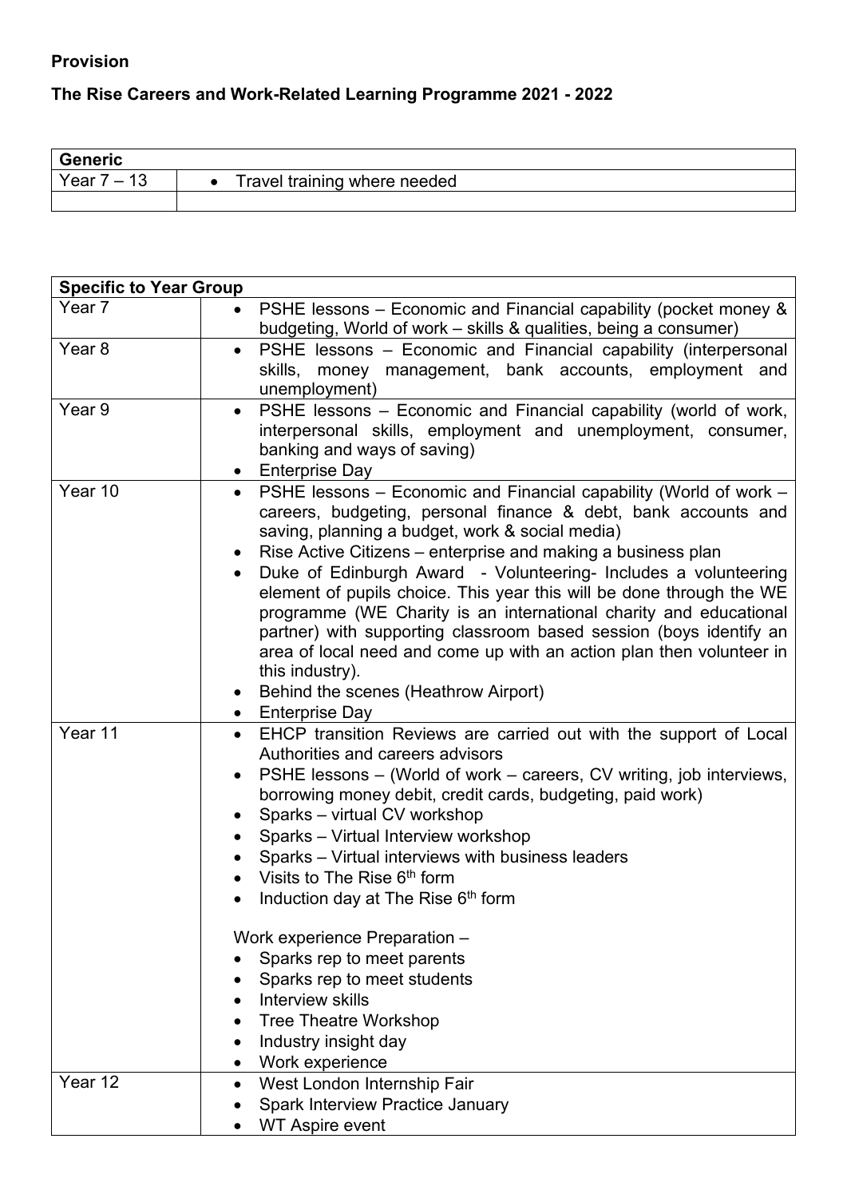**Provision**

**The Rise Careers and Work-Related Learning Programme 2021 - 2022**

| **Generic** | |
|---|---|
| Year 7 – 13 | • Travel training where needed |
| | |

| **Specific to Year Group** | |
|---|---|
| Year 7 | • PSHE lessons – Economic and Financial capability (pocket money & budgeting, World of work – skills & qualities, being a consumer) |
| Year 8 | • PSHE lessons – Economic and Financial capability (interpersonal skills, money management, bank accounts, employment and unemployment) |
| Year 9 | • PSHE lessons – Economic and Financial capability (world of work, interpersonal skills, employment and unemployment, consumer, banking and ways of saving)<br>• Enterprise Day |
| Year 10 | • PSHE lessons – Economic and Financial capability (World of work – careers, budgeting, personal finance & debt, bank accounts and saving, planning a budget, work & social media)<br>• Rise Active Citizens – enterprise and making a business plan<br>• Duke of Edinburgh Award - Volunteering- Includes a volunteering element of pupils choice. This year this will be done through the WE programme (WE Charity is an international charity and educational partner) with supporting classroom based session (boys identify an area of local need and come up with an action plan then volunteer in this industry).<br>• Behind the scenes (Heathrow Airport)<br>• Enterprise Day |
| Year 11 | • EHCP transition Reviews are carried out with the support of Local Authorities and careers advisors<br>• PSHE lessons – (World of work – careers, CV writing, job interviews, borrowing money debit, credit cards, budgeting, paid work)<br>• Sparks – virtual CV workshop<br>• Sparks – Virtual Interview workshop<br>• Sparks – Virtual interviews with business leaders<br>• Visits to The Rise 6th form<br>• Induction day at The Rise 6th form<br><br>Work experience Preparation –<br>• Sparks rep to meet parents<br>• Sparks rep to meet students<br>• Interview skills<br>• Tree Theatre Workshop<br>• Industry insight day<br>• Work experience |
| Year 12 | • West London Internship Fair<br>• Spark Interview Practice January<br>• WT Aspire event |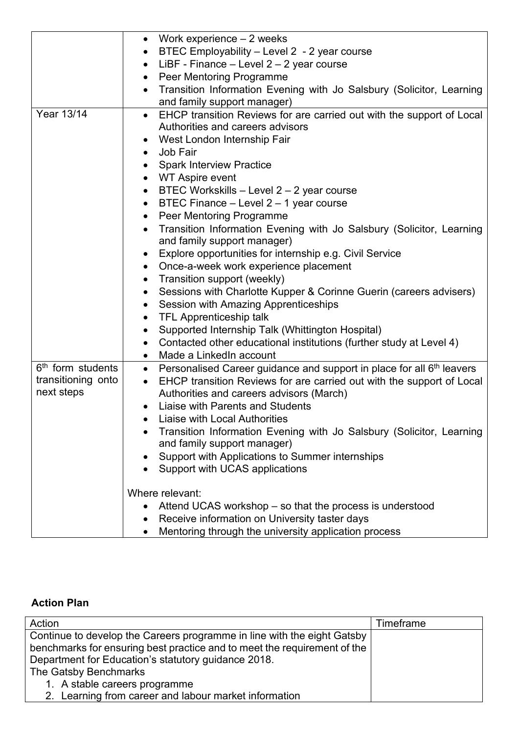| | |
|---|---|
| | • Work experience – 2 weeks<br>• BTEC Employability – Level 2 - 2 year course<br>• LiBF - Finance – Level 2 – 2 year course<br>• Peer Mentoring Programme<br>• Transition Information Evening with Jo Salsbury (Solicitor, Learning and family support manager) |
| Year 13/14 | • EHCP transition Reviews for are carried out with the support of Local Authorities and careers advisors<br>• West London Internship Fair<br>• Job Fair<br>• Spark Interview Practice<br>• WT Aspire event<br>• BTEC Workskills – Level 2 – 2 year course<br>• BTEC Finance – Level 2 – 1 year course<br>• Peer Mentoring Programme<br>• Transition Information Evening with Jo Salsbury (Solicitor, Learning and family support manager)<br>• Explore opportunities for internship e.g. Civil Service<br>• Once-a-week work experience placement<br>• Transition support (weekly)<br>• Sessions with Charlotte Kupper & Corinne Guerin (careers advisers)<br>• Session with Amazing Apprenticeships<br>• TFL Apprenticeship talk<br>• Supported Internship Talk (Whittington Hospital)<br>• Contacted other educational institutions (further study at Level 4)<br>• Made a LinkedIn account |
| 6th form students transitioning onto next steps | • Personalised Career guidance and support in place for all 6th leavers<br>• EHCP transition Reviews for are carried out with the support of Local Authorities and careers advisors (March)<br>• Liaise with Parents and Students<br>• Liaise with Local Authorities<br>• Transition Information Evening with Jo Salsbury (Solicitor, Learning and family support manager)<br>• Support with Applications to Summer internships<br>• Support with UCAS applications<br><br>Where relevant:<br>• Attend UCAS workshop – so that the process is understood<br>• Receive information on University taster days<br>• Mentoring through the university application process |

**Action Plan**

| Action | Timeframe |
|---|---|
| Continue to develop the Careers programme in line with the eight Gatsby benchmarks for ensuring best practice and to meet the requirement of the Department for Education's statutory guidance 2018.<br>The Gatsby Benchmarks<br>1. A stable careers programme<br>2. Learning from career and labour market information | |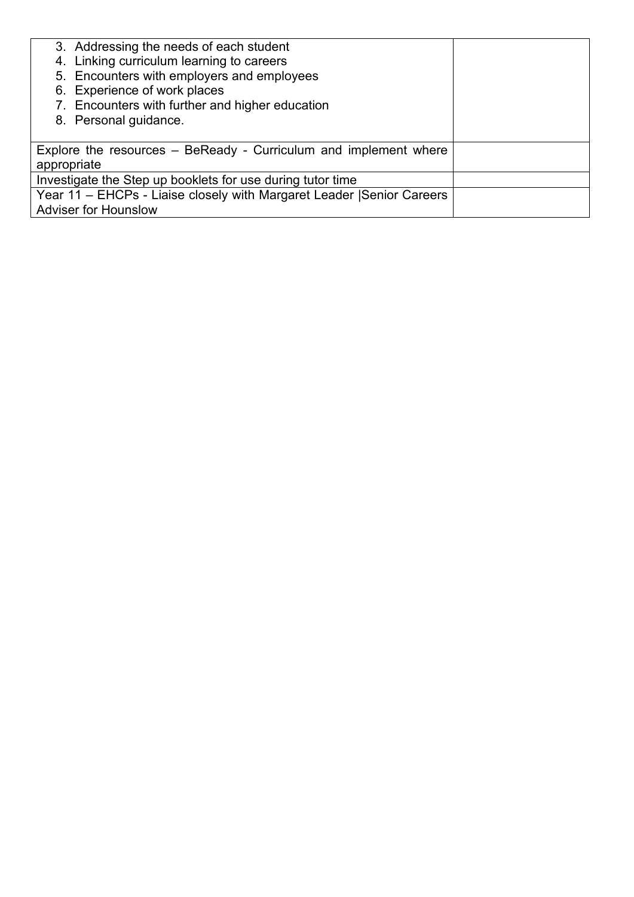| | |
|---|---|
| 3. Addressing the needs of each student<br>4. Linking curriculum learning to careers<br>5. Encounters with employers and employees<br>6. Experience of work places<br>7. Encounters with further and higher education<br>8. Personal guidance. | |
| Explore the resources – BeReady - Curriculum and implement where appropriate | |
| Investigate the Step up booklets for use during tutor time | |
| Year 11 – EHCPs - Liaise closely with Margaret Leader \|Senior Careers Adviser for Hounslow | |